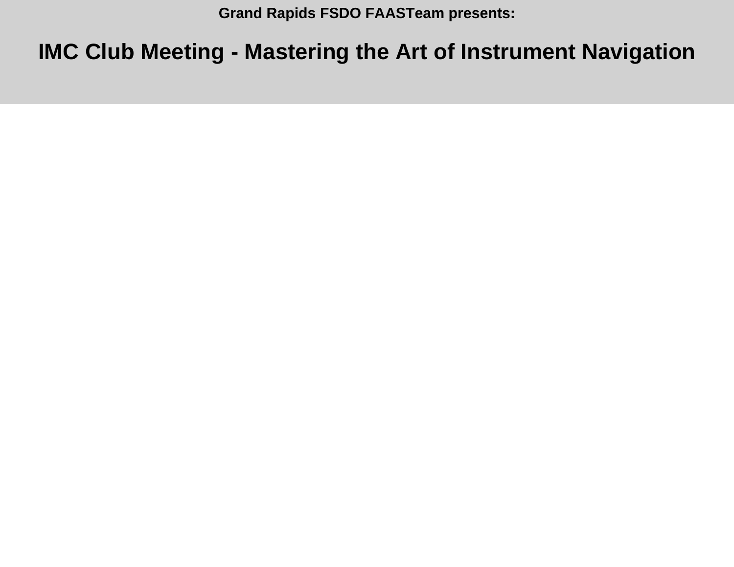**Grand Rapids FSDO FAASTeam presents:**

# IMC Club Meeting - Mastering the Art of Instrument Navigation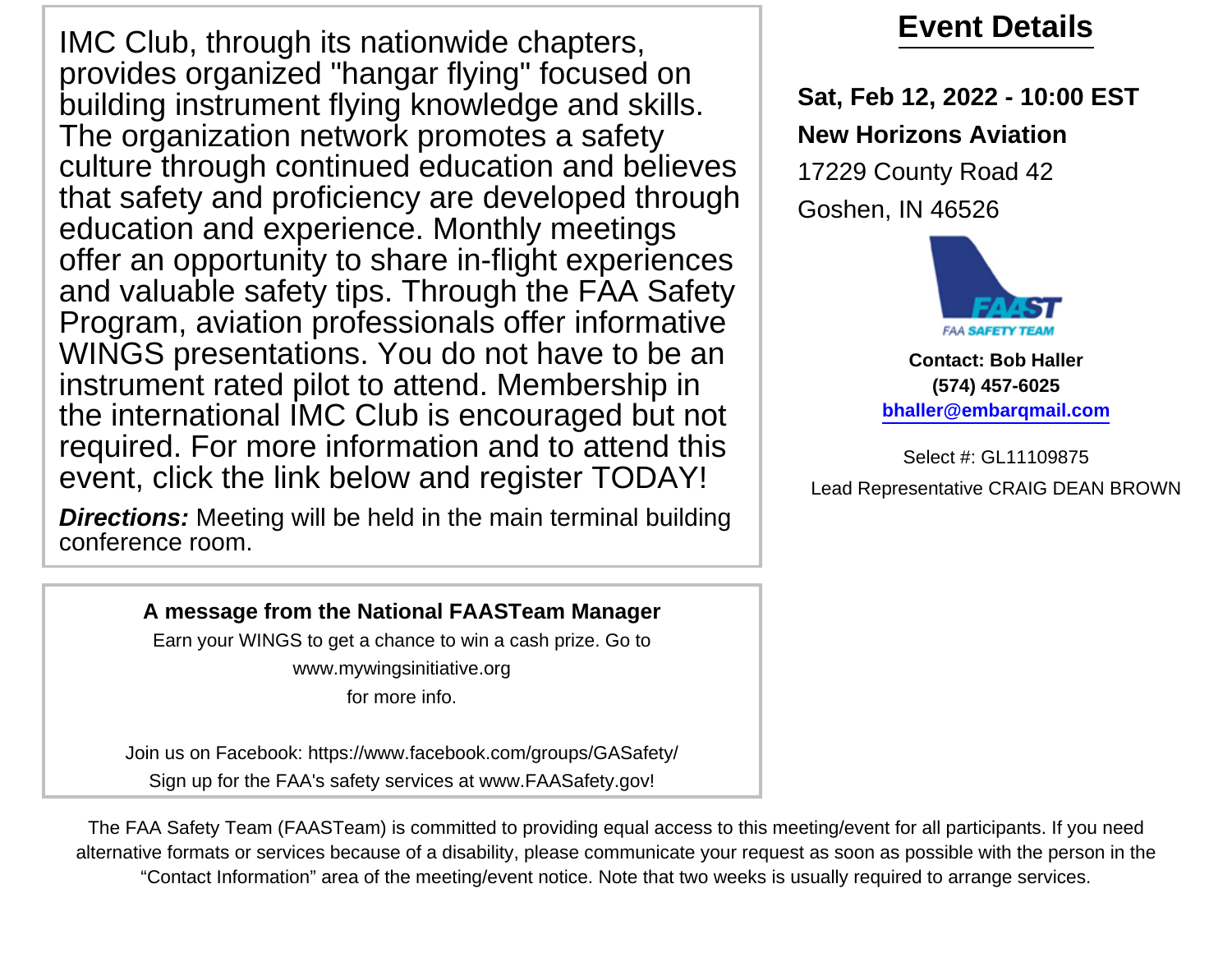IMC Club, through its nationwide chapters, provides organized "hangar flying" focused on building instrument flying knowledge and skills. The organization network promotes a safety culture through continued education and believes that safety and proficiency are developed through education and experience. Monthly meetings offer an opportunity to share in-flight experiences and valuable safety tips. Through the FAA Safety Program, aviation professionals offer informative WINGS presentations. You do not have to be an instrument rated pilot to attend. Membership in the international IMC Club is encouraged but not required. For more information and to attend this event, click the link below and register TODAY!

***Directions:*** Meeting will be held in the main terminal building conference room.

**A message from the National FAASTeam Manager**

Earn your WINGS to get a chance to win a cash prize. Go to www.mywingsinitiative.org for more info.

Join us on Facebook: https://www.facebook.com/groups/GASafety/

Sign up for the FAA's safety services at www.FAASafety.gov!

## Event Details

**Sat, Feb 12, 2022 - 10:00 EST**

**New Horizons Aviation**

17229 County Road 42

Goshen, IN 46526

FAAST FAA SAFETY TEAM

**Contact: Bob Haller**

**(574) 457-6025**

**bhaller@embarqmail.com**

Select #: GL11109875

Lead Representative CRAIG DEAN BROWN

The FAA Safety Team (FAASTeam) is committed to providing equal access to this meeting/event for all participants. If you need alternative formats or services because of a disability, please communicate your request as soon as possible with the person in the "Contact Information" area of the meeting/event notice. Note that two weeks is usually required to arrange services.